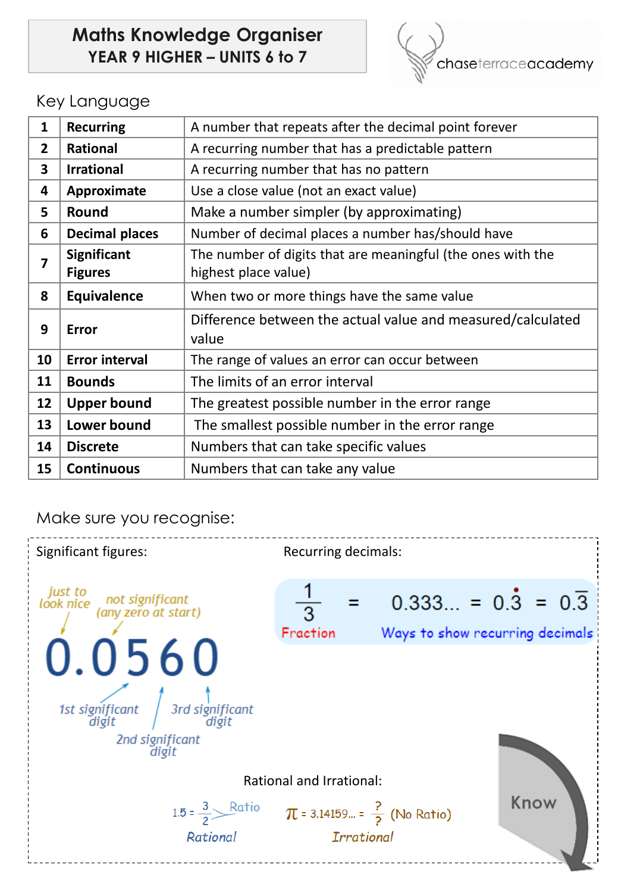# Maths Knowledge Organiser

## YEAR 9 HIGHER – UNITS 6 to 7

chaseterraceacademy

## Key Language

| | | |
|---|---|---|
| 1 | **Recurring** | A number that repeats after the decimal point forever |
| 2 | **Rational** | A recurring number that has a predictable pattern |
| 3 | **Irrational** | A recurring number that has no pattern |
| 4 | **Approximate** | Use a close value (not an exact value) |
| 5 | **Round** | Make a number simpler (by approximating) |
| 6 | **Decimal places** | Number of decimal places a number has/should have |
| 7 | **Significant Figures** | The number of digits that are meaningful (the ones with the highest place value) |
| 8 | **Equivalence** | When two or more things have the same value |
| 9 | **Error** | Difference between the actual value and measured/calculated value |
| 10 | **Error interval** | The range of values an error can occur between |
| 11 | **Bounds** | The limits of an error interval |
| 12 | **Upper bound** | The greatest possible number in the error range |
| 13 | **Lower bound** | The smallest possible number in the error range |
| 14 | **Discrete** | Numbers that can take specific values |
| 15 | **Continuous** | Numbers that can take any value |

## Make sure you recognise:

**Significant figures:**

0.0560

- just to look nice (the first 0)
- not significant (any zero at start)
- 1st significant digit (5)
- 2nd significant digit (6)
- 3rd significant digit (final 0)

**Recurring decimals:**

$\frac{1}{3} = 0.333... = 0.\dot{3} = 0.\overline{3}$

Fraction — Ways to show recurring decimals

**Rational and Irrational:**

$1.5 = \frac{3}{2}$ Ratio — *Rational*

$\pi = 3.14159... = \frac{?}{?}$ (No Ratio) — *Irrational*

Know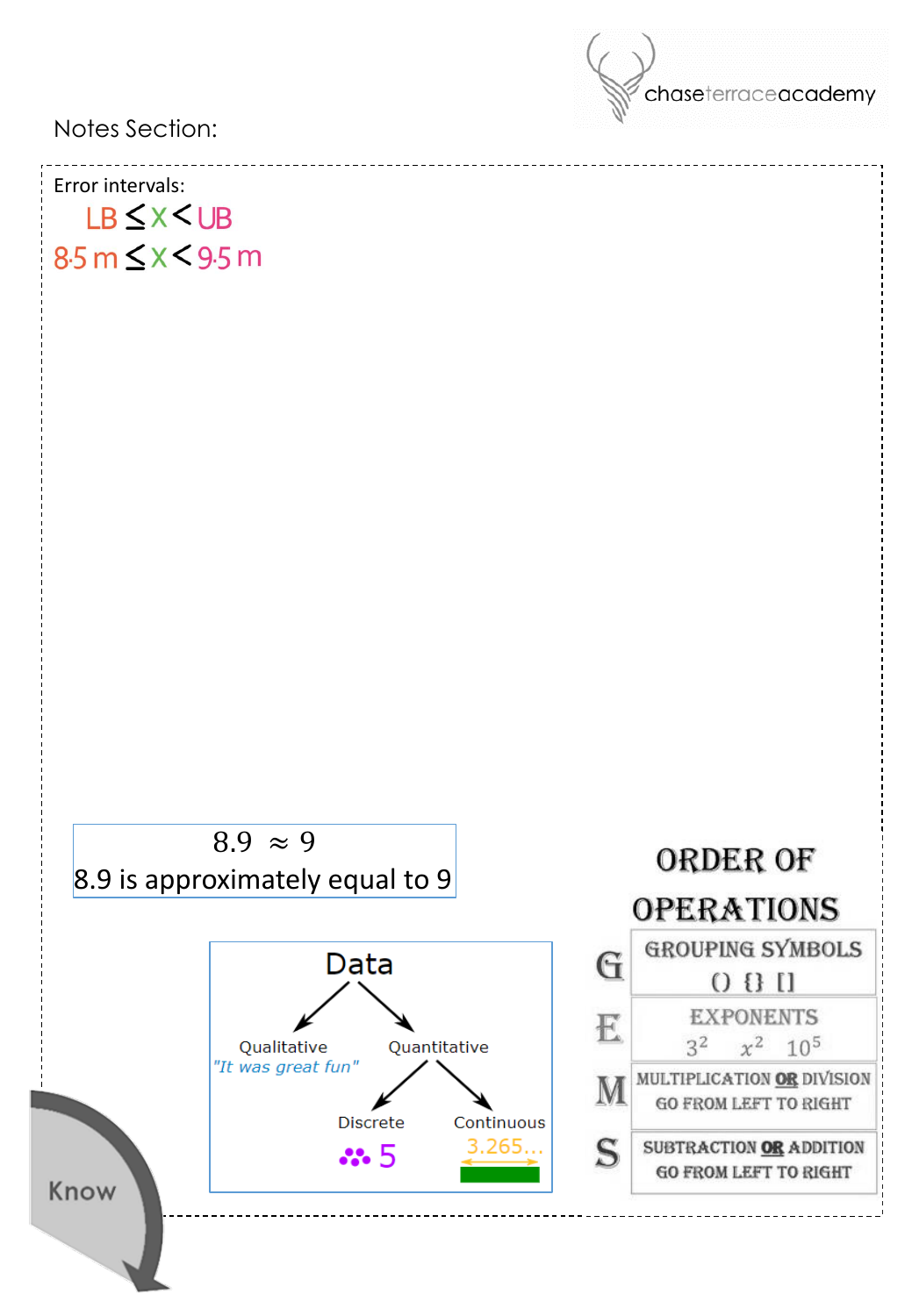Notes Section:

Error intervals:

$LB \leq x < UB$

$8.5\text{ m} \leq x < 9.5\text{ m}$

$8.9 \approx 9$

8.9 is approximately equal to 9

Data

- Qualitative — *"It was great fun"*
- Quantitative
  - Discrete — 5
  - Continuous — 3.265…

# ORDER OF OPERATIONS

| | |
|---|---|
| G | GROUPING SYMBOLS ( ) { } [ ] |
| E | EXPONENTS $3^2$ $x^2$ $10^5$ |
| M | MULTIPLICATION **OR** DIVISION GO FROM LEFT TO RIGHT |
| S | SUBTRACTION **OR** ADDITION GO FROM LEFT TO RIGHT |

Know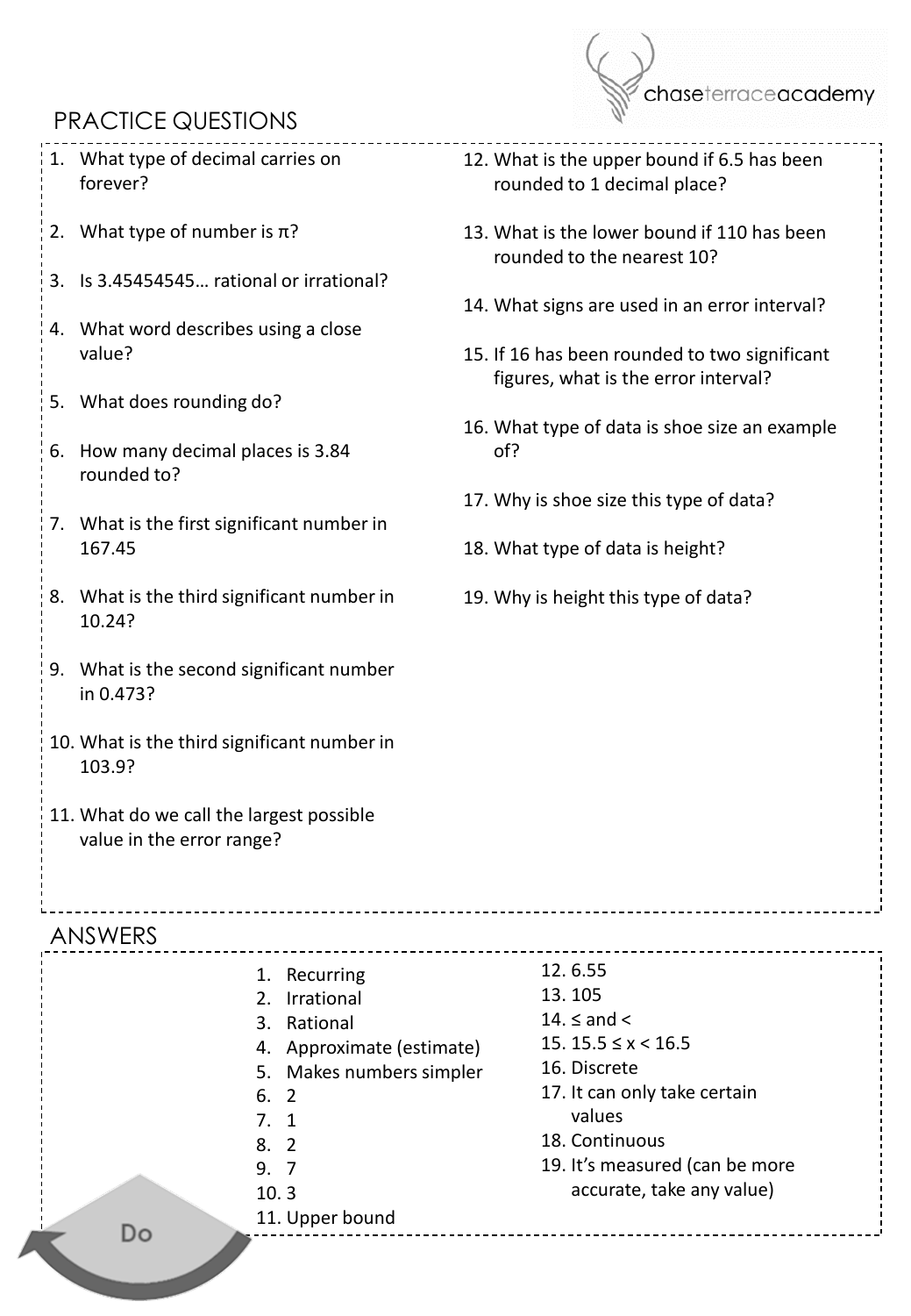## PRACTICE QUESTIONS

1. What type of decimal carries on forever?
2. What type of number is $\pi$?
3. Is 3.45454545… rational or irrational?
4. What word describes using a close value?
5. What does rounding do?
6. How many decimal places is 3.84 rounded to?
7. What is the first significant number in 167.45
8. What is the third significant number in 10.24?
9. What is the second significant number in 0.473?
10. What is the third significant number in 103.9?
11. What do we call the largest possible value in the error range?
12. What is the upper bound if 6.5 has been rounded to 1 decimal place?
13. What is the lower bound if 110 has been rounded to the nearest 10?
14. What signs are used in an error interval?
15. If 16 has been rounded to two significant figures, what is the error interval?
16. What type of data is shoe size an example of?
17. Why is shoe size this type of data?
18. What type of data is height?
19. Why is height this type of data?

## ANSWERS

1. Recurring
2. Irrational
3. Rational
4. Approximate (estimate)
5. Makes numbers simpler
6. 2
7. 1
8. 2
9. 7
10. 3
11. Upper bound
12. 6.55
13. 105
14. $\leq$ and $<$
15. $15.5 \leq x < 16.5$
16. Discrete
17. It can only take certain values
18. Continuous
19. It's measured (can be more accurate, take any value)

Do